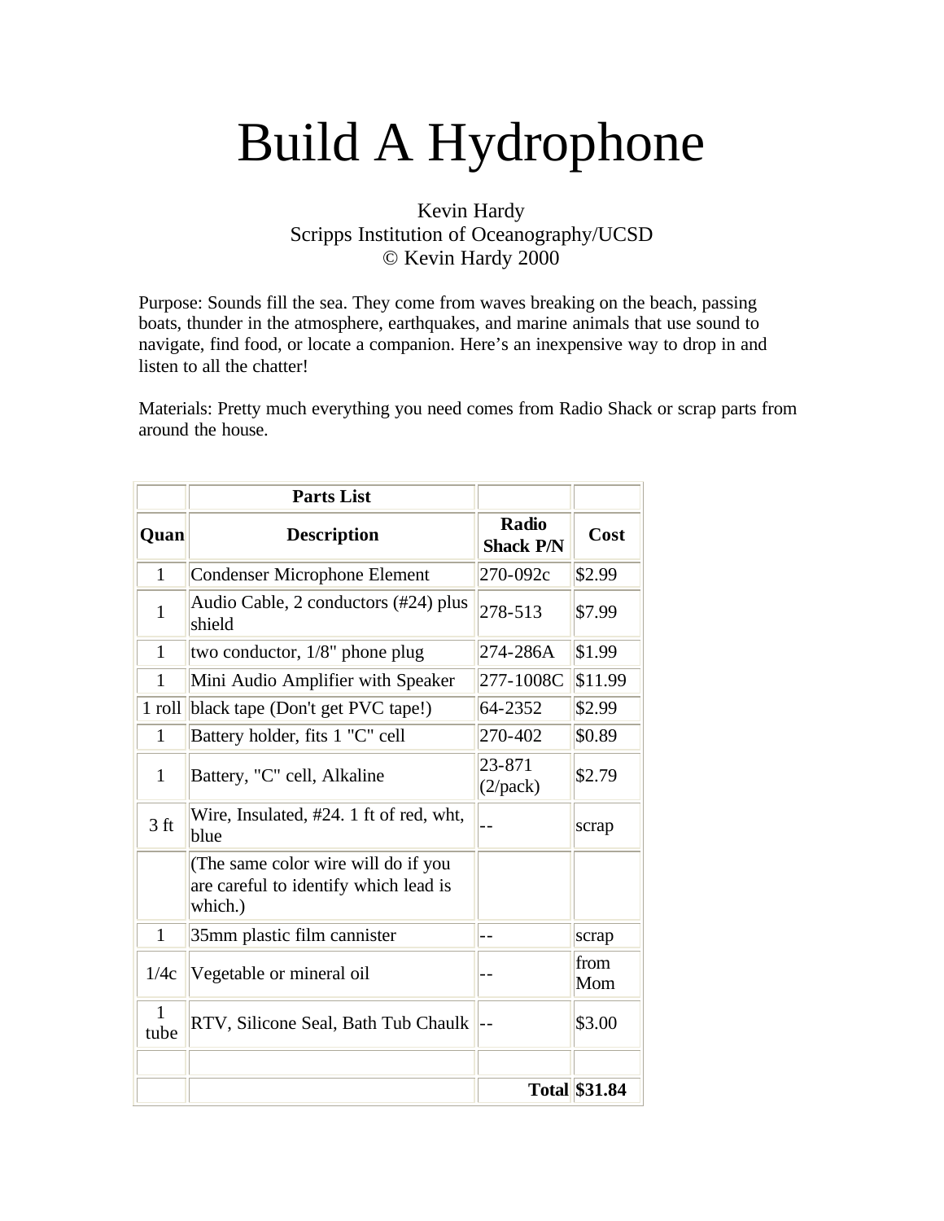# Build A Hydrophone

Kevin Hardy
Scripps Institution of Oceanography/UCSD
© Kevin Hardy 2000

Purpose: Sounds fill the sea. They come from waves breaking on the beach, passing boats, thunder in the atmosphere, earthquakes, and marine animals that use sound to navigate, find food, or locate a companion. Here's an inexpensive way to drop in and listen to all the chatter!

Materials: Pretty much everything you need comes from Radio Shack or scrap parts from around the house.

| | **Parts List** | | |
|---|---|---|---|
| **Quan** | **Description** | **Radio Shack P/N** | **Cost** |
| 1 | Condenser Microphone Element | 270-092c | $2.99 |
| 1 | Audio Cable, 2 conductors (#24) plus shield | 278-513 | $7.99 |
| 1 | two conductor, 1/8" phone plug | 274-286A | $1.99 |
| 1 | Mini Audio Amplifier with Speaker | 277-1008C | $11.99 |
| 1 roll | black tape (Don't get PVC tape!) | 64-2352 | $2.99 |
| 1 | Battery holder, fits 1 "C" cell | 270-402 | $0.89 |
| 1 | Battery, "C" cell, Alkaline | 23-871 (2/pack) | $2.79 |
| 3 ft | Wire, Insulated, #24. 1 ft of red, wht, blue | -- | scrap |
| | (The same color wire will do if you are careful to identify which lead is which.) | | |
| 1 | 35mm plastic film cannister | -- | scrap |
| 1/4c | Vegetable or mineral oil | -- | from Mom |
| 1 tube | RTV, Silicone Seal, Bath Tub Chaulk | -- | $3.00 |
| | | | |
| | | **Total** | **$31.84** |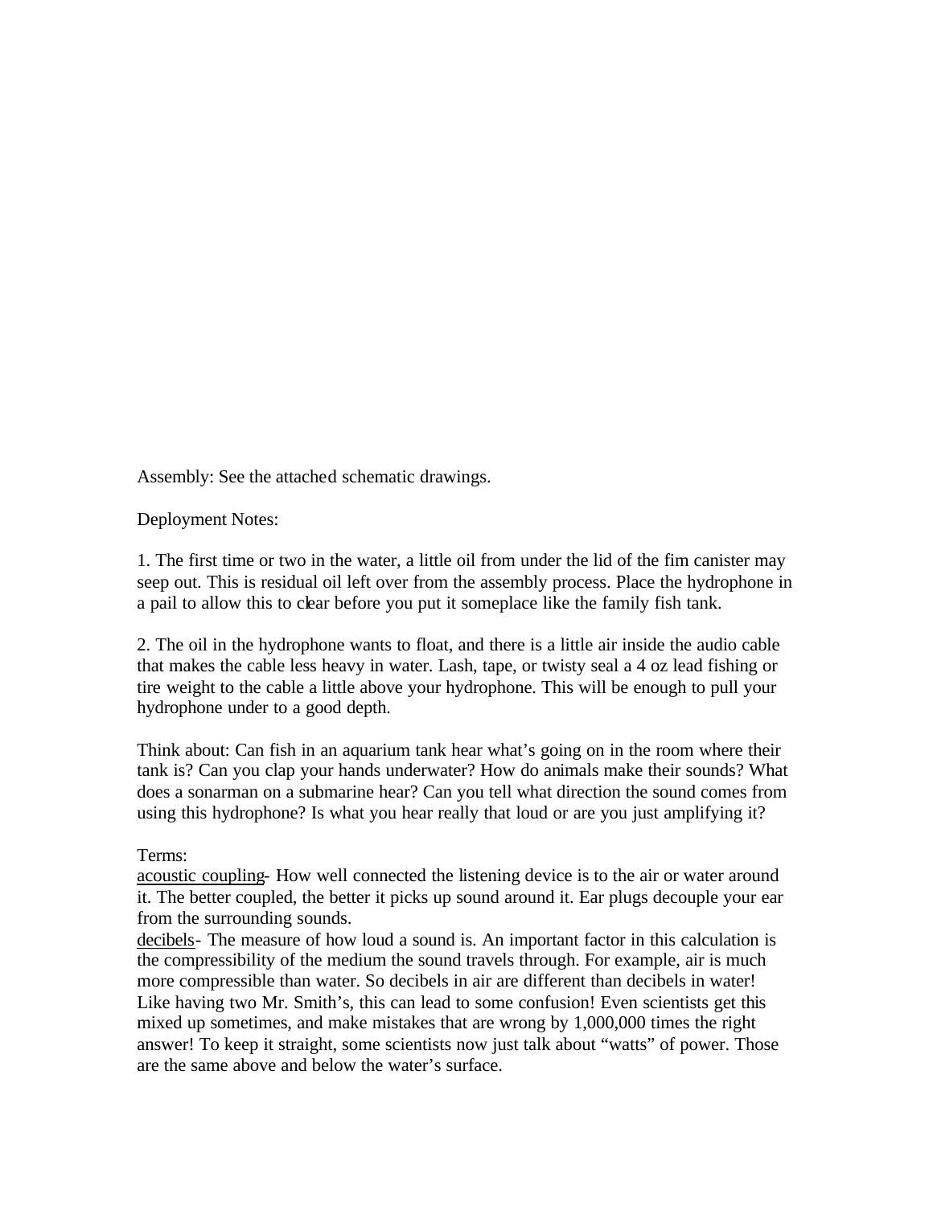Assembly: See the attached schematic drawings.

Deployment Notes:

1. The first time or two in the water, a little oil from under the lid of the fim canister may seep out. This is residual oil left over from the assembly process. Place the hydrophone in a pail to allow this to clear before you put it someplace like the family fish tank.

2. The oil in the hydrophone wants to float, and there is a little air inside the audio cable that makes the cable less heavy in water. Lash, tape, or twisty seal a 4 oz lead fishing or tire weight to the cable a little above your hydrophone. This will be enough to pull your hydrophone under to a good depth.

Think about: Can fish in an aquarium tank hear what's going on in the room where their tank is? Can you clap your hands underwater? How do animals make their sounds? What does a sonarman on a submarine hear? Can you tell what direction the sound comes from using this hydrophone? Is what you hear really that loud or are you just amplifying it?

Terms:

acoustic coupling- How well connected the listening device is to the air or water around it. The better coupled, the better it picks up sound around it. Ear plugs decouple your ear from the surrounding sounds.

decibels- The measure of how loud a sound is. An important factor in this calculation is the compressibility of the medium the sound travels through. For example, air is much more compressible than water. So decibels in air are different than decibels in water! Like having two Mr. Smith's, this can lead to some confusion! Even scientists get this mixed up sometimes, and make mistakes that are wrong by 1,000,000 times the right answer! To keep it straight, some scientists now just talk about "watts" of power. Those are the same above and below the water's surface.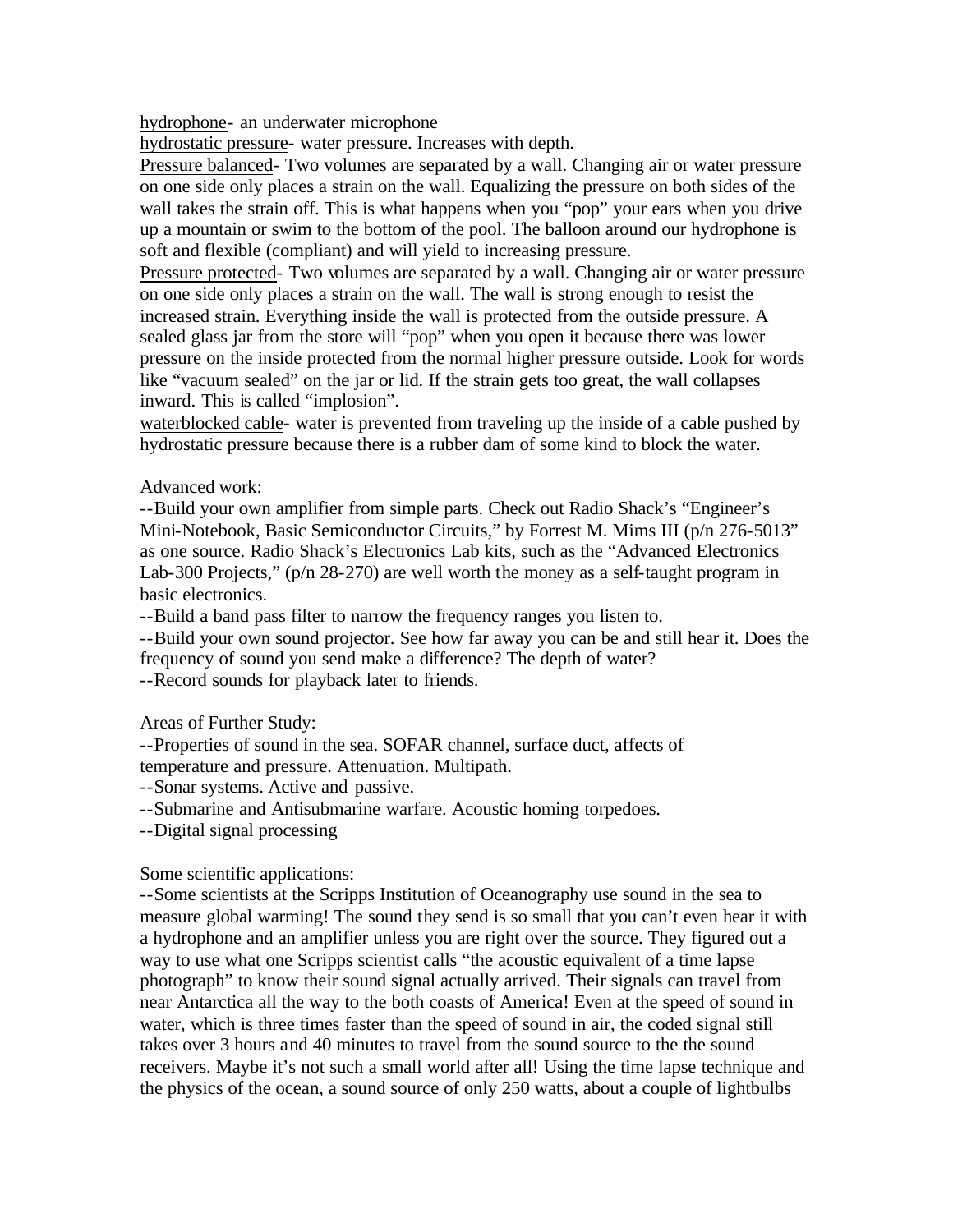<u>hydrophone</u>- an underwater microphone

<u>hydrostatic pressure</u>- water pressure. Increases with depth.

<u>Pressure balanced</u>- Two volumes are separated by a wall. Changing air or water pressure on one side only places a strain on the wall. Equalizing the pressure on both sides of the wall takes the strain off. This is what happens when you "pop" your ears when you drive up a mountain or swim to the bottom of the pool. The balloon around our hydrophone is soft and flexible (compliant) and will yield to increasing pressure.

<u>Pressure protected</u>- Two volumes are separated by a wall. Changing air or water pressure on one side only places a strain on the wall. The wall is strong enough to resist the increased strain. Everything inside the wall is protected from the outside pressure. A sealed glass jar from the store will "pop" when you open it because there was lower pressure on the inside protected from the normal higher pressure outside. Look for words like "vacuum sealed" on the jar or lid. If the strain gets too great, the wall collapses inward. This is called "implosion".

<u>waterblocked cable</u>- water is prevented from traveling up the inside of a cable pushed by hydrostatic pressure because there is a rubber dam of some kind to block the water.

Advanced work:

--Build your own amplifier from simple parts. Check out Radio Shack's "Engineer's Mini-Notebook, Basic Semiconductor Circuits," by Forrest M. Mims III (p/n 276-5013" as one source. Radio Shack's Electronics Lab kits, such as the "Advanced Electronics Lab-300 Projects," (p/n 28-270) are well worth the money as a self-taught program in basic electronics.

--Build a band pass filter to narrow the frequency ranges you listen to.

--Build your own sound projector. See how far away you can be and still hear it. Does the frequency of sound you send make a difference? The depth of water?

--Record sounds for playback later to friends.

Areas of Further Study:

--Properties of sound in the sea. SOFAR channel, surface duct, affects of temperature and pressure. Attenuation. Multipath.

--Sonar systems. Active and passive.

--Submarine and Antisubmarine warfare. Acoustic homing torpedoes.

--Digital signal processing

Some scientific applications:

--Some scientists at the Scripps Institution of Oceanography use sound in the sea to measure global warming! The sound they send is so small that you can't even hear it with a hydrophone and an amplifier unless you are right over the source. They figured out a way to use what one Scripps scientist calls "the acoustic equivalent of a time lapse photograph" to know their sound signal actually arrived. Their signals can travel from near Antarctica all the way to the both coasts of America! Even at the speed of sound in water, which is three times faster than the speed of sound in air, the coded signal still takes over 3 hours and 40 minutes to travel from the sound source to the the sound receivers. Maybe it's not such a small world after all! Using the time lapse technique and the physics of the ocean, a sound source of only 250 watts, about a couple of lightbulbs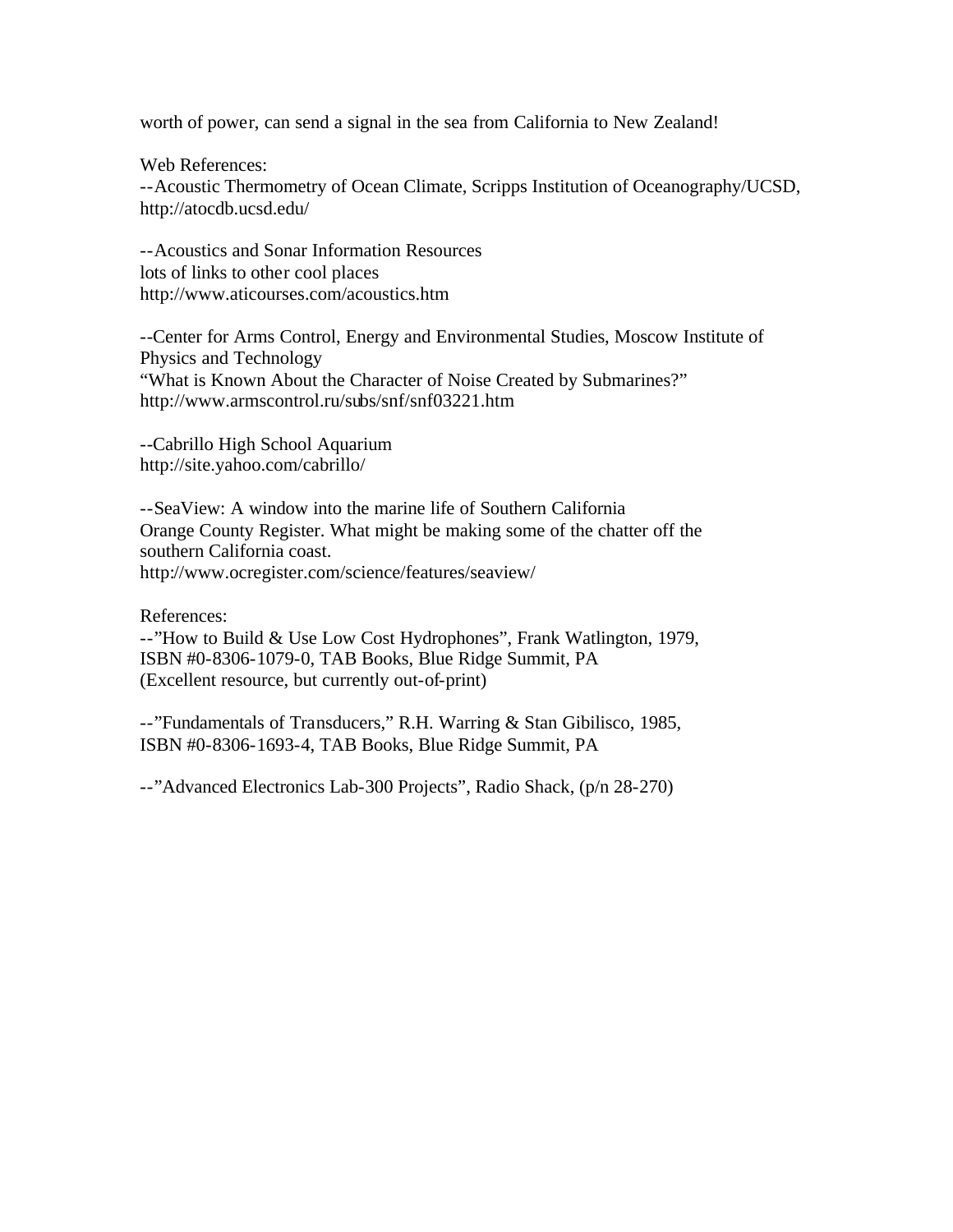worth of power, can send a signal in the sea from California to New Zealand!

Web References:
--Acoustic Thermometry of Ocean Climate, Scripps Institution of Oceanography/UCSD, http://atocdb.ucsd.edu/

--Acoustics and Sonar Information Resources
lots of links to other cool places
http://www.aticourses.com/acoustics.htm

--Center for Arms Control, Energy and Environmental Studies, Moscow Institute of Physics and Technology
"What is Known About the Character of Noise Created by Submarines?"
http://www.armscontrol.ru/subs/snf/snf03221.htm

--Cabrillo High School Aquarium
http://site.yahoo.com/cabrillo/

--SeaView: A window into the marine life of Southern California
Orange County Register. What might be making some of the chatter off the southern California coast.
http://www.ocregister.com/science/features/seaview/

References:
--"How to Build & Use Low Cost Hydrophones", Frank Watlington, 1979, ISBN #0-8306-1079-0, TAB Books, Blue Ridge Summit, PA
(Excellent resource, but currently out-of-print)

--"Fundamentals of Transducers," R.H. Warring & Stan Gibilisco, 1985, ISBN #0-8306-1693-4, TAB Books, Blue Ridge Summit, PA

--"Advanced Electronics Lab-300 Projects", Radio Shack, (p/n 28-270)